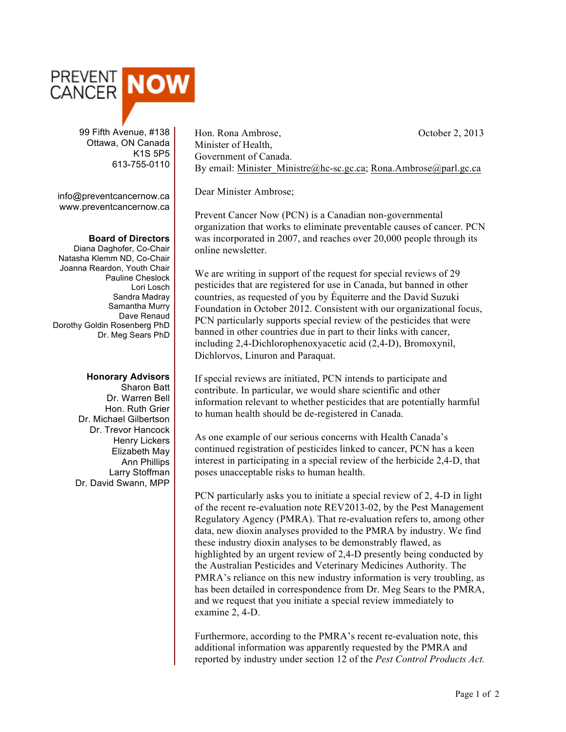PREVENT CANCER **NOW**

99 Fifth Avenue, #138
Ottawa, ON Canada
K1S 5P5
613-755-0110

info@preventcancernow.ca
www.preventcancernow.ca

**Board of Directors**
Diana Daghofer, Co-Chair
Natasha Klemm ND, Co-Chair
Joanna Reardon, Youth Chair
Pauline Cheslock
Lori Losch
Sandra Madray
Samantha Murry
Dave Renaud
Dorothy Goldin Rosenberg PhD
Dr. Meg Sears PhD

**Honorary Advisors**
Sharon Batt
Dr. Warren Bell
Hon. Ruth Grier
Dr. Michael Gilbertson
Dr. Trevor Hancock
Henry Lickers
Elizabeth May
Ann Phillips
Larry Stoffman
Dr. David Swann, MPP

Hon. Rona Ambrose,
Minister of Health,
Government of Canada.
By email: Minister_Ministre@hc-sc.gc.ca; Rona.Ambrose@parl.gc.ca

October 2, 2013

Dear Minister Ambrose;

Prevent Cancer Now (PCN) is a Canadian non-governmental organization that works to eliminate preventable causes of cancer. PCN was incorporated in 2007, and reaches over 20,000 people through its online newsletter.

We are writing in support of the request for special reviews of 29 pesticides that are registered for use in Canada, but banned in other countries, as requested of you by Équiterre and the David Suzuki Foundation in October 2012. Consistent with our organizational focus, PCN particularly supports special review of the pesticides that were banned in other countries due in part to their links with cancer, including 2,4-Dichlorophenoxyacetic acid (2,4-D), Bromoxynil, Dichlorvos, Linuron and Paraquat.

If special reviews are initiated, PCN intends to participate and contribute. In particular, we would share scientific and other information relevant to whether pesticides that are potentially harmful to human health should be de-registered in Canada.

As one example of our serious concerns with Health Canada's continued registration of pesticides linked to cancer, PCN has a keen interest in participating in a special review of the herbicide 2,4-D, that poses unacceptable risks to human health.

PCN particularly asks you to initiate a special review of 2, 4-D in light of the recent re-evaluation note REV2013-02, by the Pest Management Regulatory Agency (PMRA). That re-evaluation refers to, among other data, new dioxin analyses provided to the PMRA by industry. We find these industry dioxin analyses to be demonstrably flawed, as highlighted by an urgent review of 2,4-D presently being conducted by the Australian Pesticides and Veterinary Medicines Authority. The PMRA's reliance on this new industry information is very troubling, as has been detailed in correspondence from Dr. Meg Sears to the PMRA, and we request that you initiate a special review immediately to examine 2, 4-D.

Furthermore, according to the PMRA's recent re-evaluation note, this additional information was apparently requested by the PMRA and reported by industry under section 12 of the *Pest Control Products Act.*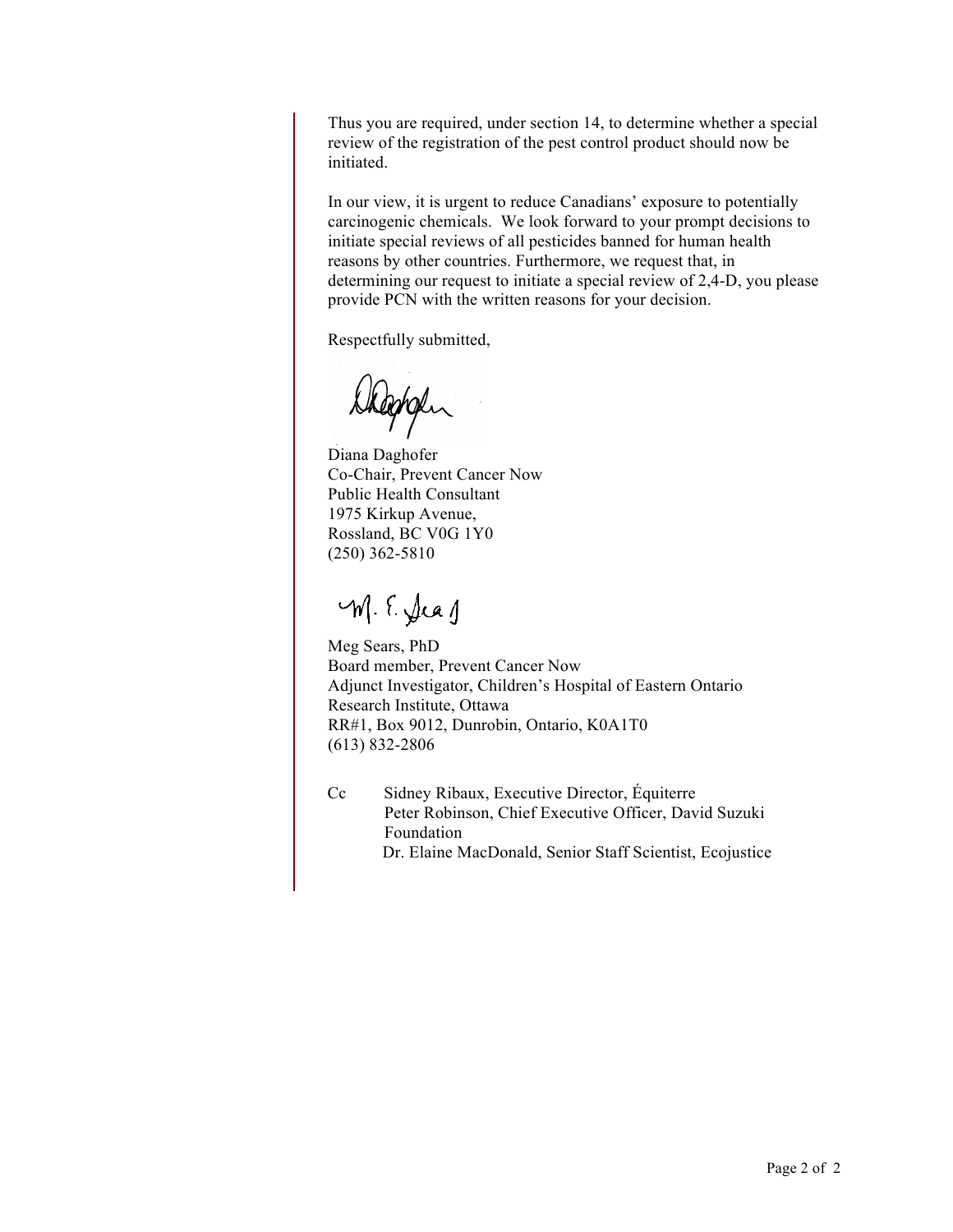Thus you are required, under section 14, to determine whether a special review of the registration of the pest control product should now be initiated.

In our view, it is urgent to reduce Canadians' exposure to potentially carcinogenic chemicals. We look forward to your prompt decisions to initiate special reviews of all pesticides banned for human health reasons by other countries. Furthermore, we request that, in determining our request to initiate a special review of 2,4-D, you please provide PCN with the written reasons for your decision.

Respectfully submitted,

Diana Daghofer
Co-Chair, Prevent Cancer Now
Public Health Consultant
1975 Kirkup Avenue,
Rossland, BC V0G 1Y0
(250) 362-5810

Meg Sears, PhD
Board member, Prevent Cancer Now
Adjunct Investigator, Children's Hospital of Eastern Ontario Research Institute, Ottawa
RR#1, Box 9012, Dunrobin, Ontario, K0A1T0
(613) 832-2806

Cc Sidney Ribaux, Executive Director, Équiterre
Peter Robinson, Chief Executive Officer, David Suzuki Foundation
Dr. Elaine MacDonald, Senior Staff Scientist, Ecojustice